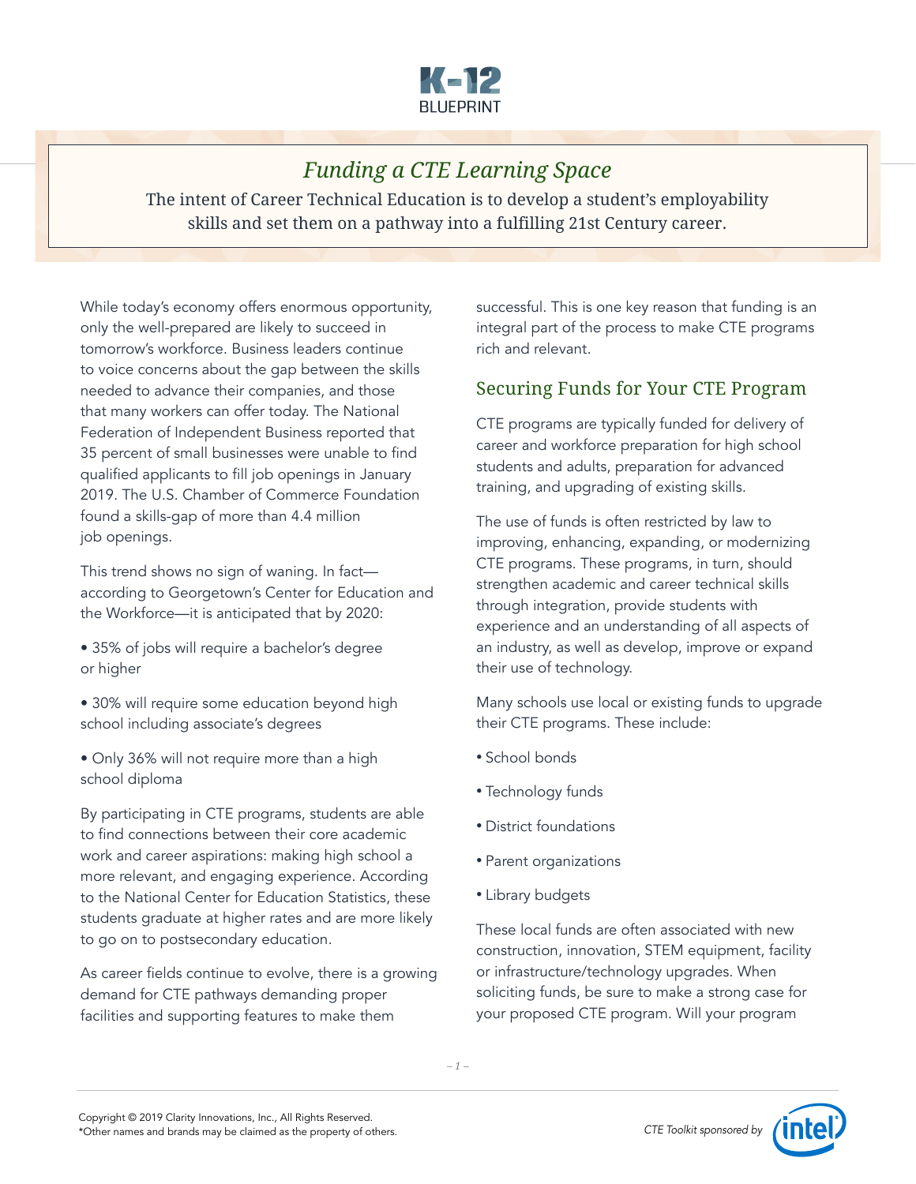# Funding a CTE Learning Space

The intent of Career Technical Education is to develop a student's employability skills and set them on a pathway into a fulfilling 21st Century career.

While today's economy offers enormous opportunity, only the well-prepared are likely to succeed in tomorrow's workforce. Business leaders continue to voice concerns about the gap between the skills needed to advance their companies, and those that many workers can offer today. The National Federation of Independent Business reported that 35 percent of small businesses were unable to find qualified applicants to fill job openings in January 2019. The U.S. Chamber of Commerce Foundation found a skills-gap of more than 4.4 million job openings.

This trend shows no sign of waning. In fact—according to Georgetown's Center for Education and the Workforce—it is anticipated that by 2020:

- 35% of jobs will require a bachelor's degree or higher
- 30% will require some education beyond high school including associate's degrees
- Only 36% will not require more than a high school diploma

By participating in CTE programs, students are able to find connections between their core academic work and career aspirations: making high school a more relevant, and engaging experience. According to the National Center for Education Statistics, these students graduate at higher rates and are more likely to go on to postsecondary education.

As career fields continue to evolve, there is a growing demand for CTE pathways demanding proper facilities and supporting features to make them successful. This is one key reason that funding is an integral part of the process to make CTE programs rich and relevant.

## Securing Funds for Your CTE Program

CTE programs are typically funded for delivery of career and workforce preparation for high school students and adults, preparation for advanced training, and upgrading of existing skills.

The use of funds is often restricted by law to improving, enhancing, expanding, or modernizing CTE programs. These programs, in turn, should strengthen academic and career technical skills through integration, provide students with experience and an understanding of all aspects of an industry, as well as develop, improve or expand their use of technology.

Many schools use local or existing funds to upgrade their CTE programs. These include:

- School bonds
- Technology funds
- District foundations
- Parent organizations
- Library budgets

These local funds are often associated with new construction, innovation, STEM equipment, facility or infrastructure/technology upgrades. When soliciting funds, be sure to make a strong case for your proposed CTE program. Will your program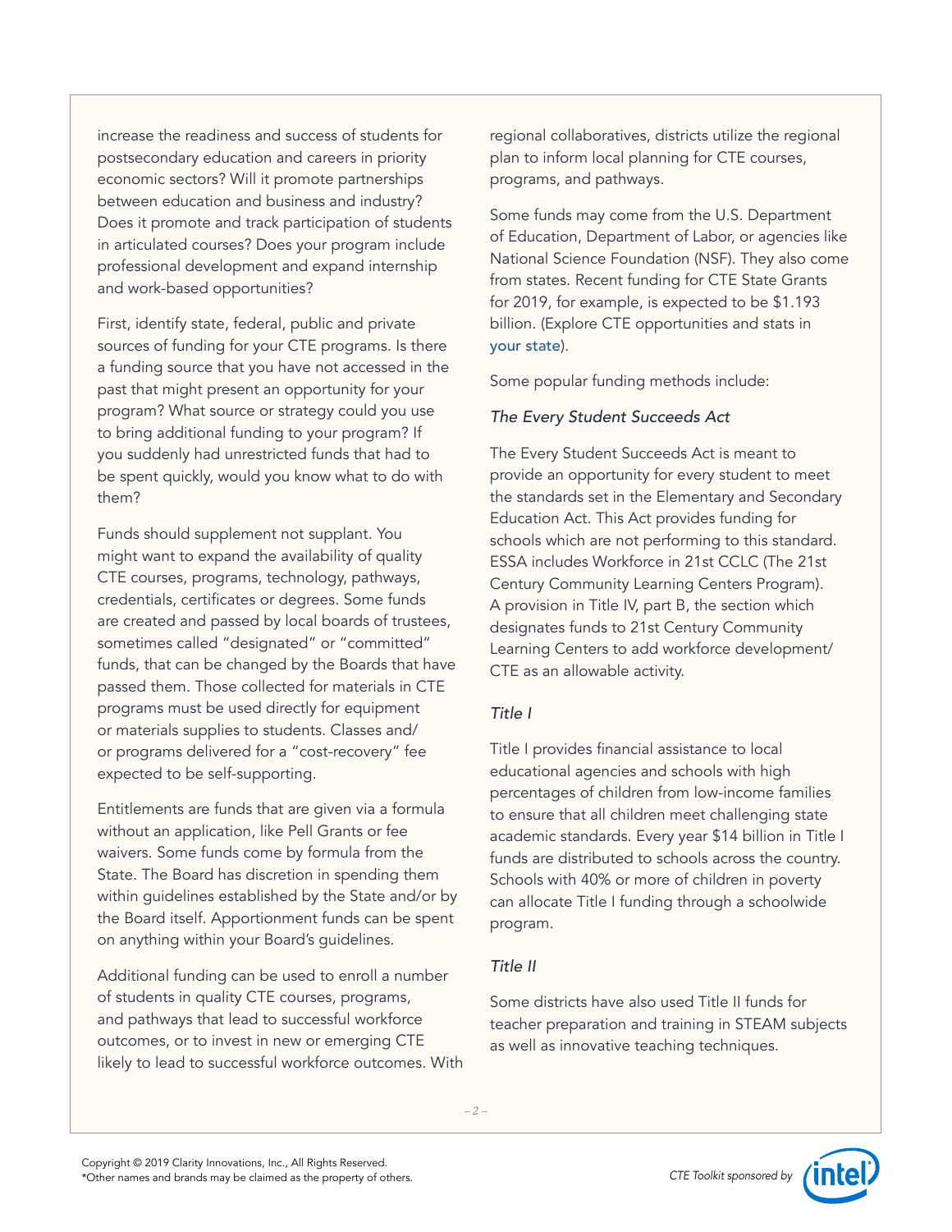increase the readiness and success of students for postsecondary education and careers in priority economic sectors? Will it promote partnerships between education and business and industry? Does it promote and track participation of students in articulated courses? Does your program include professional development and expand internship and work-based opportunities?

First, identify state, federal, public and private sources of funding for your CTE programs. Is there a funding source that you have not accessed in the past that might present an opportunity for your program? What source or strategy could you use to bring additional funding to your program? If you suddenly had unrestricted funds that had to be spent quickly, would you know what to do with them?

Funds should supplement not supplant. You might want to expand the availability of quality CTE courses, programs, technology, pathways, credentials, certificates or degrees. Some funds are created and passed by local boards of trustees, sometimes called "designated" or "committed" funds, that can be changed by the Boards that have passed them. Those collected for materials in CTE programs must be used directly for equipment or materials supplies to students. Classes and/or programs delivered for a "cost-recovery" fee expected to be self-supporting.

Entitlements are funds that are given via a formula without an application, like Pell Grants or fee waivers. Some funds come by formula from the State. The Board has discretion in spending them within guidelines established by the State and/or by the Board itself. Apportionment funds can be spent on anything within your Board's guidelines.

Additional funding can be used to enroll a number of students in quality CTE courses, programs, and pathways that lead to successful workforce outcomes, or to invest in new or emerging CTE likely to lead to successful workforce outcomes. With regional collaboratives, districts utilize the regional plan to inform local planning for CTE courses, programs, and pathways.

Some funds may come from the U.S. Department of Education, Department of Labor, or agencies like National Science Foundation (NSF). They also come from states. Recent funding for CTE State Grants for 2019, for example, is expected to be $1.193 billion. (Explore CTE opportunities and stats in your state).

Some popular funding methods include:

*The Every Student Succeeds Act*

The Every Student Succeeds Act is meant to provide an opportunity for every student to meet the standards set in the Elementary and Secondary Education Act. This Act provides funding for schools which are not performing to this standard. ESSA includes Workforce in 21st CCLC (The 21st Century Community Learning Centers Program). A provision in Title IV, part B, the section which designates funds to 21st Century Community Learning Centers to add workforce development/CTE as an allowable activity.

*Title I*

Title I provides financial assistance to local educational agencies and schools with high percentages of children from low-income families to ensure that all children meet challenging state academic standards. Every year $14 billion in Title I funds are distributed to schools across the country. Schools with 40% or more of children in poverty can allocate Title I funding through a schoolwide program.

*Title II*

Some districts have also used Title II funds for teacher preparation and training in STEAM subjects as well as innovative teaching techniques.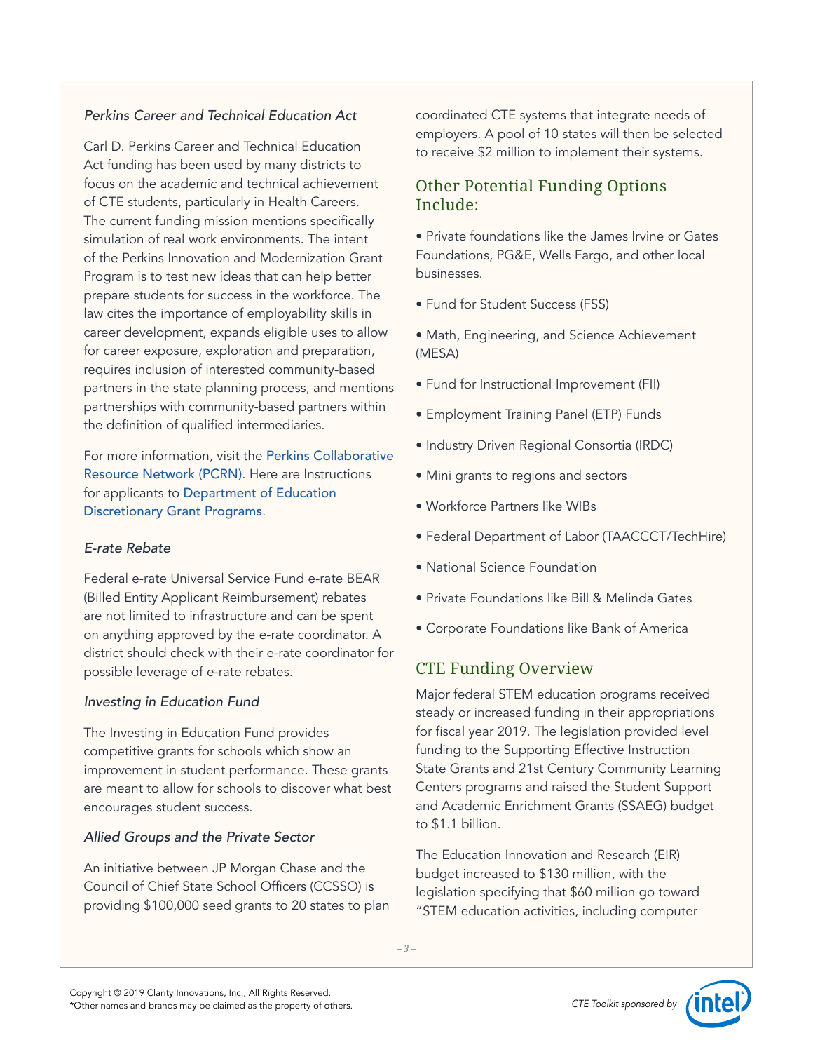*Perkins Career and Technical Education Act*

Carl D. Perkins Career and Technical Education Act funding has been used by many districts to focus on the academic and technical achievement of CTE students, particularly in Health Careers. The current funding mission mentions specifically simulation of real work environments. The intent of the Perkins Innovation and Modernization Grant Program is to test new ideas that can help better prepare students for success in the workforce. The law cites the importance of employability skills in career development, expands eligible uses to allow for career exposure, exploration and preparation, requires inclusion of interested community-based partners in the state planning process, and mentions partnerships with community-based partners within the definition of qualified intermediaries.

For more information, visit the Perkins Collaborative Resource Network (PCRN). Here are Instructions for applicants to Department of Education Discretionary Grant Programs.

*E-rate Rebate*

Federal e-rate Universal Service Fund e-rate BEAR (Billed Entity Applicant Reimbursement) rebates are not limited to infrastructure and can be spent on anything approved by the e-rate coordinator. A district should check with their e-rate coordinator for possible leverage of e-rate rebates.

*Investing in Education Fund*

The Investing in Education Fund provides competitive grants for schools which show an improvement in student performance. These grants are meant to allow for schools to discover what best encourages student success.

*Allied Groups and the Private Sector*

An initiative between JP Morgan Chase and the Council of Chief State School Officers (CCSSO) is providing $100,000 seed grants to 20 states to plan coordinated CTE systems that integrate needs of employers. A pool of 10 states will then be selected to receive $2 million to implement their systems.

## Other Potential Funding Options Include:

- Private foundations like the James Irvine or Gates Foundations, PG&E, Wells Fargo, and other local businesses.
- Fund for Student Success (FSS)
- Math, Engineering, and Science Achievement (MESA)
- Fund for Instructional Improvement (FII)
- Employment Training Panel (ETP) Funds
- Industry Driven Regional Consortia (IRDC)
- Mini grants to regions and sectors
- Workforce Partners like WIBs
- Federal Department of Labor (TAACCCT/TechHire)
- National Science Foundation
- Private Foundations like Bill & Melinda Gates
- Corporate Foundations like Bank of America

## CTE Funding Overview

Major federal STEM education programs received steady or increased funding in their appropriations for fiscal year 2019. The legislation provided level funding to the Supporting Effective Instruction State Grants and 21st Century Community Learning Centers programs and raised the Student Support and Academic Enrichment Grants (SSAEG) budget to $1.1 billion.

The Education Innovation and Research (EIR) budget increased to $130 million, with the legislation specifying that $60 million go toward "STEM education activities, including computer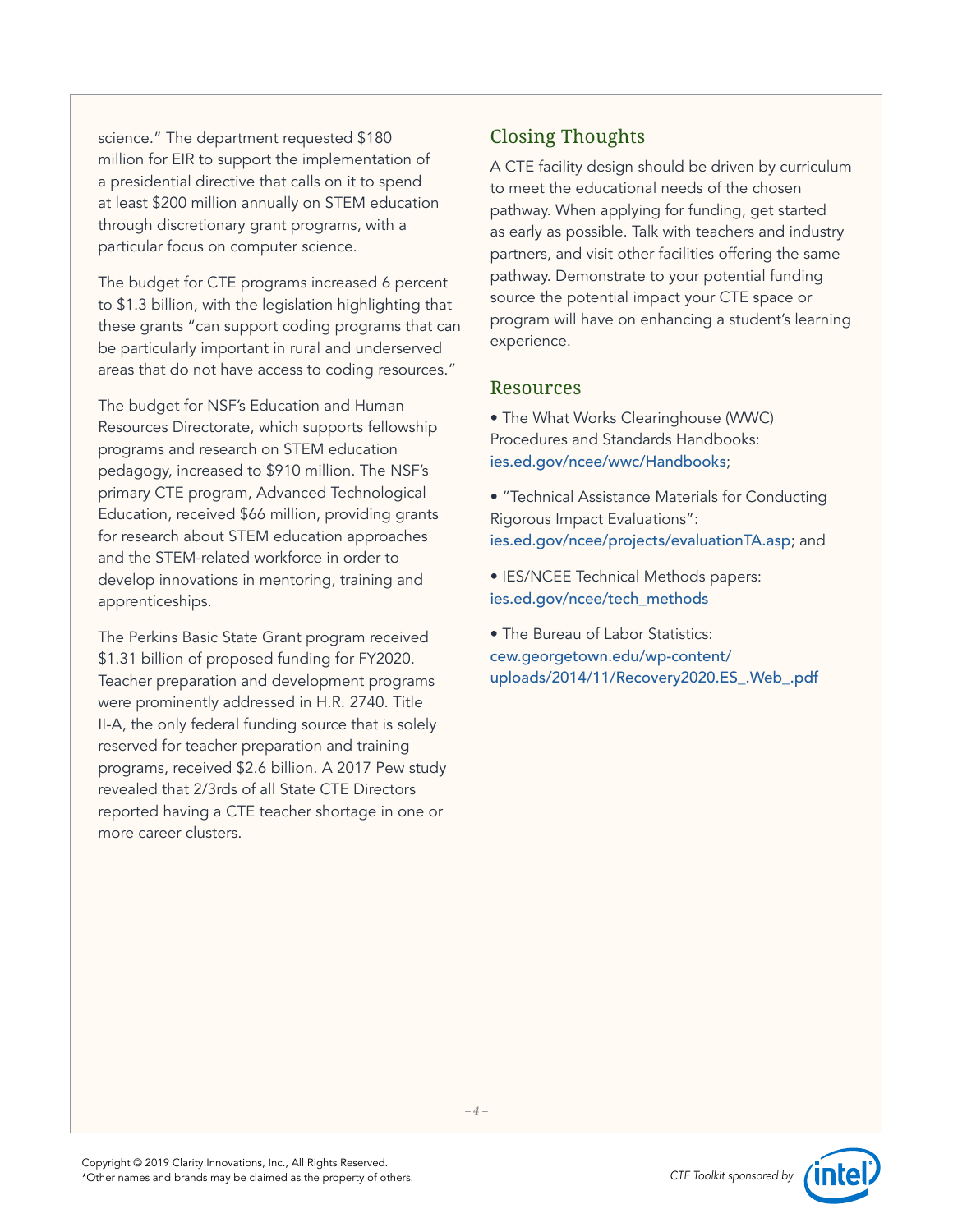science." The department requested $180 million for EIR to support the implementation of a presidential directive that calls on it to spend at least $200 million annually on STEM education through discretionary grant programs, with a particular focus on computer science.

The budget for CTE programs increased 6 percent to $1.3 billion, with the legislation highlighting that these grants "can support coding programs that can be particularly important in rural and underserved areas that do not have access to coding resources."

The budget for NSF's Education and Human Resources Directorate, which supports fellowship programs and research on STEM education pedagogy, increased to $910 million. The NSF's primary CTE program, Advanced Technological Education, received $66 million, providing grants for research about STEM education approaches and the STEM-related workforce in order to develop innovations in mentoring, training and apprenticeships.

The Perkins Basic State Grant program received $1.31 billion of proposed funding for FY2020. Teacher preparation and development programs were prominently addressed in H.R. 2740. Title II-A, the only federal funding source that is solely reserved for teacher preparation and training programs, received $2.6 billion. A 2017 Pew study revealed that 2/3rds of all State CTE Directors reported having a CTE teacher shortage in one or more career clusters.

## Closing Thoughts

A CTE facility design should be driven by curriculum to meet the educational needs of the chosen pathway. When applying for funding, get started as early as possible. Talk with teachers and industry partners, and visit other facilities offering the same pathway. Demonstrate to your potential funding source the potential impact your CTE space or program will have on enhancing a student's learning experience.

## Resources

- The What Works Clearinghouse (WWC) Procedures and Standards Handbooks: ies.ed.gov/ncee/wwc/Handbooks;
- "Technical Assistance Materials for Conducting Rigorous Impact Evaluations": ies.ed.gov/ncee/projects/evaluationTA.asp; and
- IES/NCEE Technical Methods papers: ies.ed.gov/ncee/tech_methods
- The Bureau of Labor Statistics: cew.georgetown.edu/wp-content/uploads/2014/11/Recovery2020.ES_.Web_.pdf